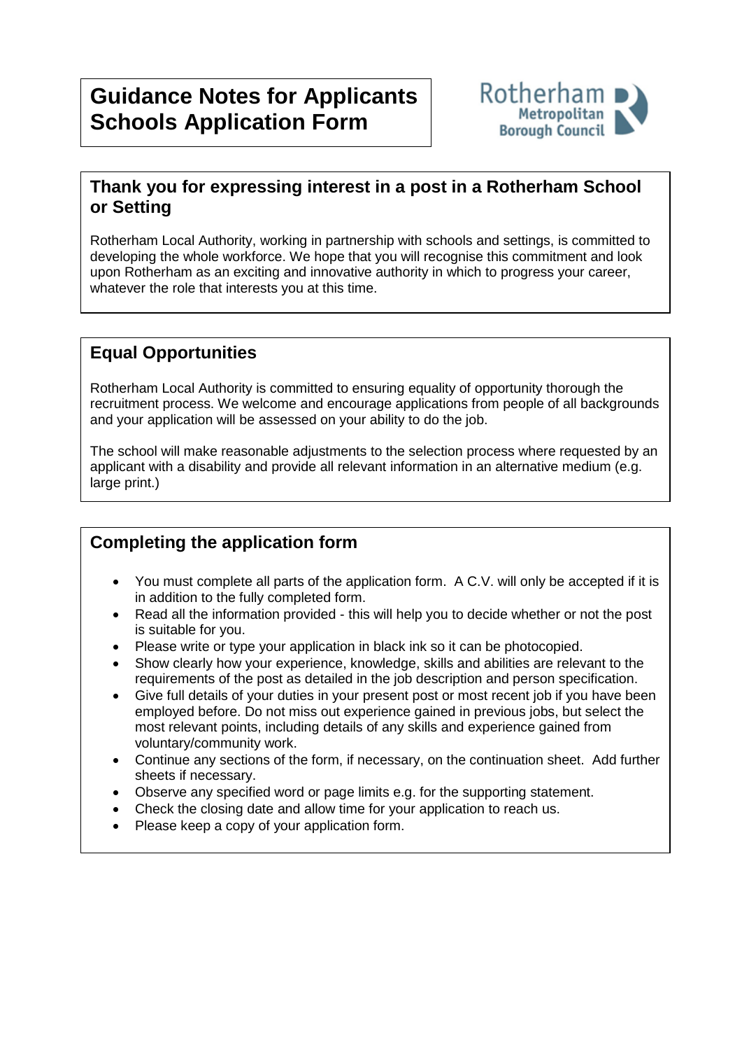# Guidance Notes for Applicants Schools Application Form

Rotherham Metropolitan Borough Council

## Thank you for expressing interest in a post in a Rotherham School or Setting

Rotherham Local Authority, working in partnership with schools and settings, is committed to developing the whole workforce. We hope that you will recognise this commitment and look upon Rotherham as an exciting and innovative authority in which to progress your career, whatever the role that interests you at this time.

## Equal Opportunities

Rotherham Local Authority is committed to ensuring equality of opportunity thorough the recruitment process. We welcome and encourage applications from people of all backgrounds and your application will be assessed on your ability to do the job.

The school will make reasonable adjustments to the selection process where requested by an applicant with a disability and provide all relevant information in an alternative medium (e.g. large print.)

## Completing the application form

- You must complete all parts of the application form. A C.V. will only be accepted if it is in addition to the fully completed form.
- Read all the information provided - this will help you to decide whether or not the post is suitable for you.
- Please write or type your application in black ink so it can be photocopied.
- Show clearly how your experience, knowledge, skills and abilities are relevant to the requirements of the post as detailed in the job description and person specification.
- Give full details of your duties in your present post or most recent job if you have been employed before. Do not miss out experience gained in previous jobs, but select the most relevant points, including details of any skills and experience gained from voluntary/community work.
- Continue any sections of the form, if necessary, on the continuation sheet. Add further sheets if necessary.
- Observe any specified word or page limits e.g. for the supporting statement.
- Check the closing date and allow time for your application to reach us.
- Please keep a copy of your application form.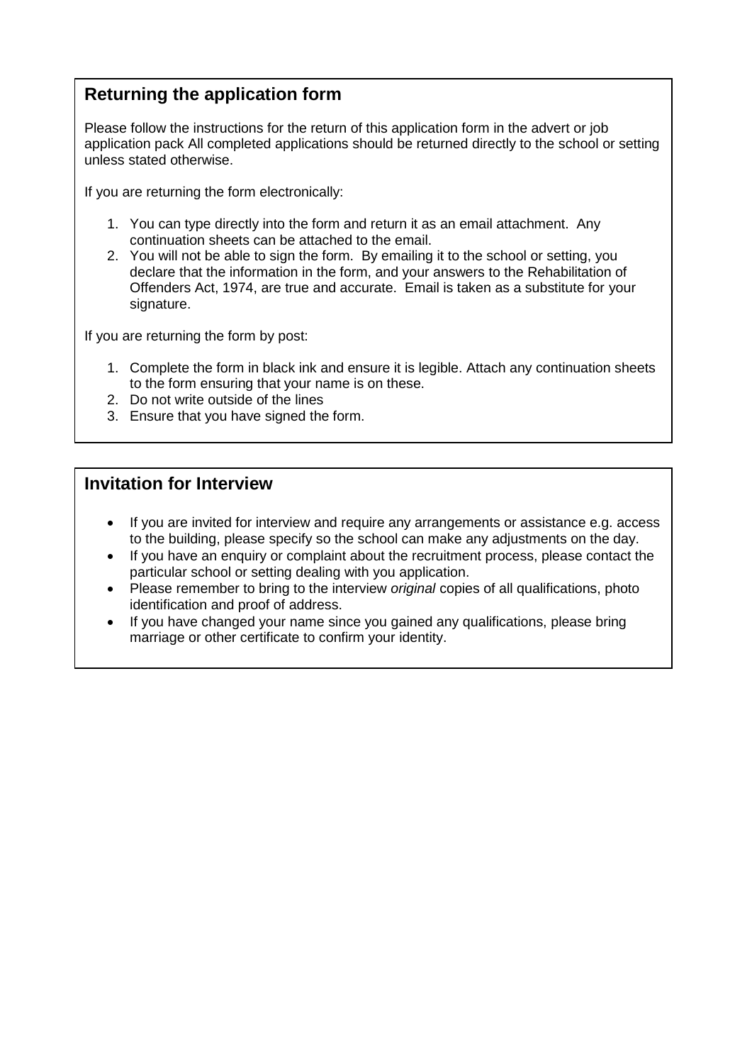## Returning the application form

Please follow the instructions for the return of this application form in the advert or job application pack All completed applications should be returned directly to the school or setting unless stated otherwise.

If you are returning the form electronically:

1. You can type directly into the form and return it as an email attachment. Any continuation sheets can be attached to the email.
2. You will not be able to sign the form. By emailing it to the school or setting, you declare that the information in the form, and your answers to the Rehabilitation of Offenders Act, 1974, are true and accurate. Email is taken as a substitute for your signature.

If you are returning the form by post:

1. Complete the form in black ink and ensure it is legible. Attach any continuation sheets to the form ensuring that your name is on these.
2. Do not write outside of the lines
3. Ensure that you have signed the form.

## Invitation for Interview

- If you are invited for interview and require any arrangements or assistance e.g. access to the building, please specify so the school can make any adjustments on the day.
- If you have an enquiry or complaint about the recruitment process, please contact the particular school or setting dealing with you application.
- Please remember to bring to the interview *original* copies of all qualifications, photo identification and proof of address.
- If you have changed your name since you gained any qualifications, please bring marriage or other certificate to confirm your identity.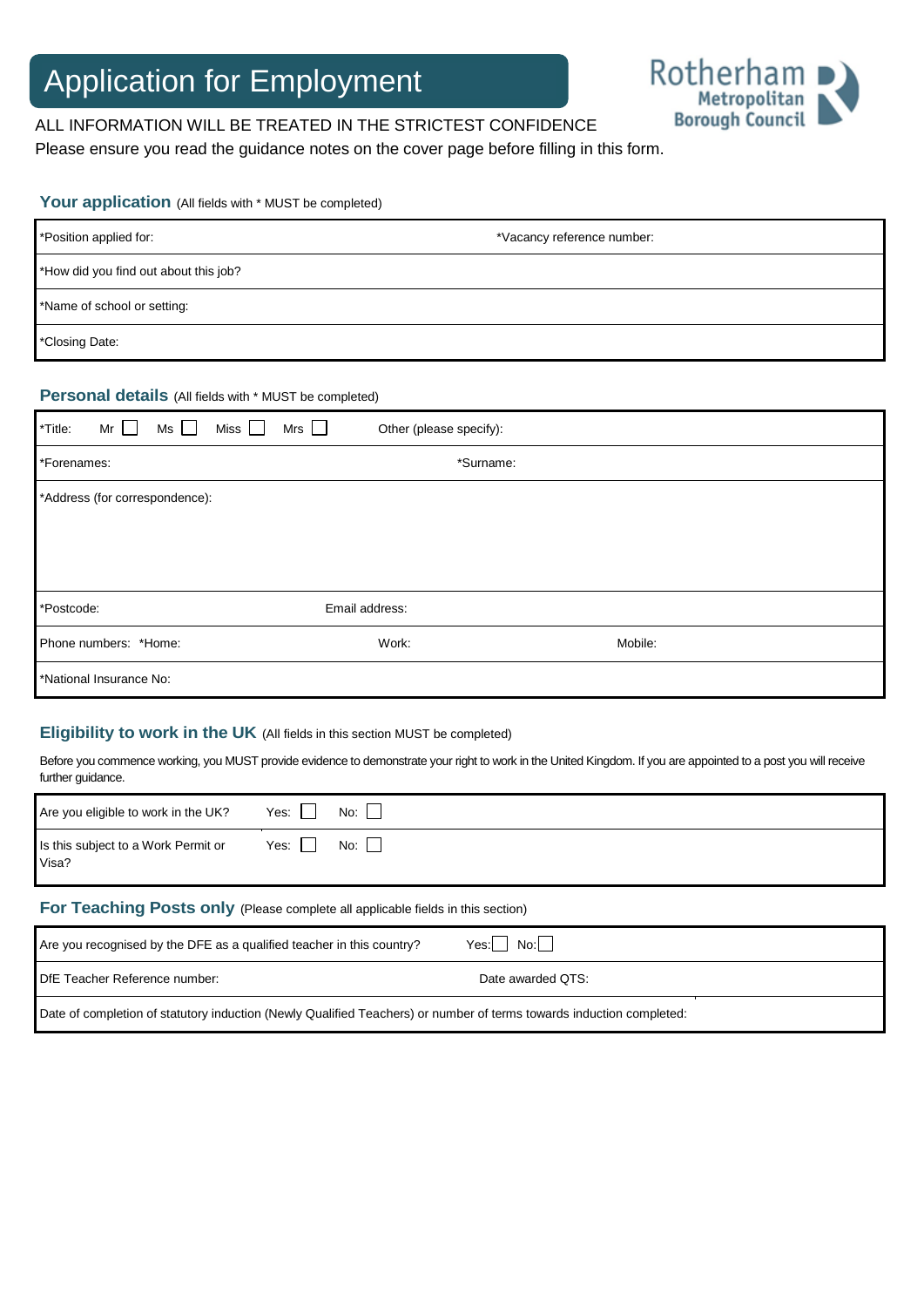# Application for Employment

Rotherham Metropolitan Borough Council

ALL INFORMATION WILL BE TREATED IN THE STRICTEST CONFIDENCE

Please ensure you read the guidance notes on the cover page before filling in this form.

## Your application (All fields with * MUST be completed)

| *Position applied for: | *Vacancy reference number: |
|---|---|
| *How did you find out about this job? | |
| *Name of school or setting: | |
| *Closing Date: | |

## Personal details (All fields with * MUST be completed)

| *Title: Mr ☐ Ms ☐ Miss ☐ Mrs ☐ | Other (please specify): | |
|---|---|---|
| *Forenames: | *Surname: | |
| *Address (for correspondence): | | |
| *Postcode: | Email address: | |
| Phone numbers: *Home: | Work: | Mobile: |
| *National Insurance No: | | |

## Eligibility to work in the UK (All fields in this section MUST be completed)

Before you commence working, you MUST provide evidence to demonstrate your right to work in the United Kingdom. If you are appointed to a post you will receive further guidance.

| Question | Yes | No |
|---|---|---|
| Are you eligible to work in the UK? | Yes: ☐ | No: ☐ |
| Is this subject to a Work Permit or Visa? | Yes: ☐ | No: ☐ |

## For Teaching Posts only (Please complete all applicable fields in this section)

| Are you recognised by the DFE as a qualified teacher in this country? | Yes: ☐ No: ☐ |
|---|---|
| DfE Teacher Reference number: | Date awarded QTS: |
| Date of completion of statutory induction (Newly Qualified Teachers) or number of terms towards induction completed: | |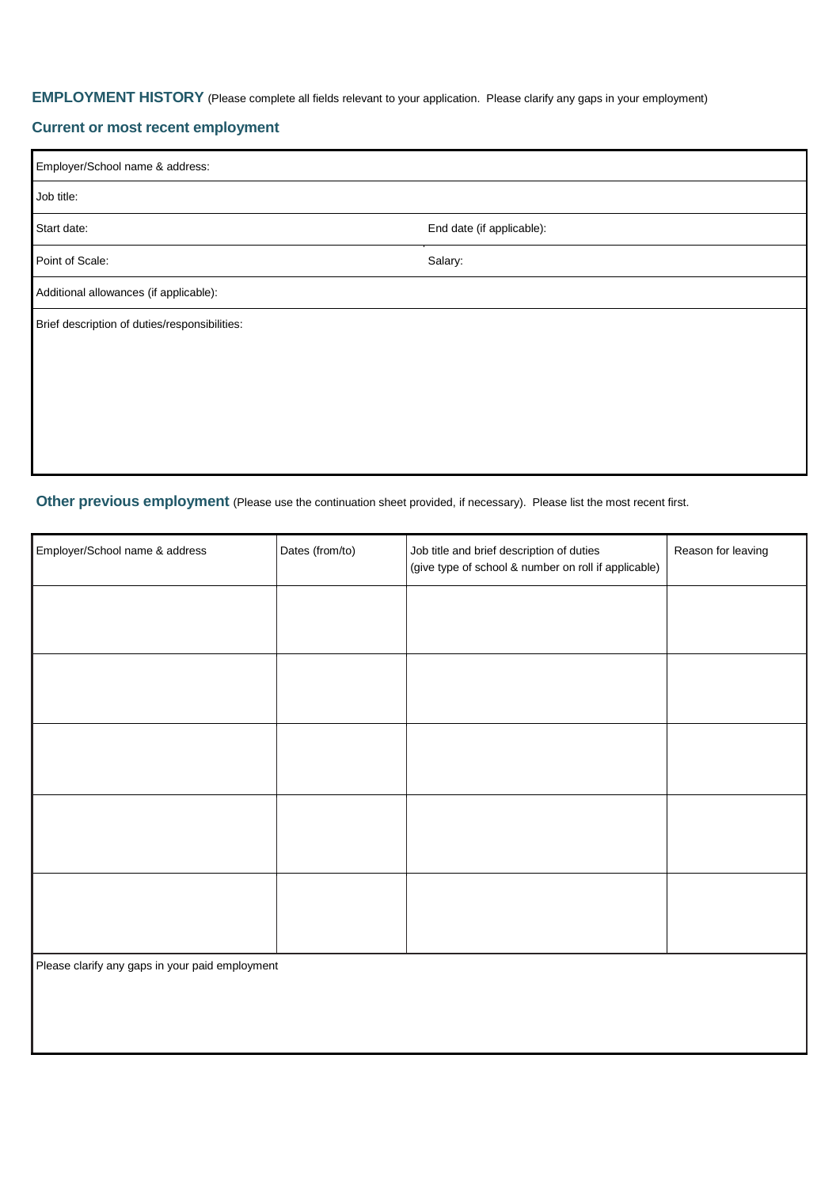## EMPLOYMENT HISTORY (Please complete all fields relevant to your application. Please clarify any gaps in your employment)

### Current or most recent employment

| Employer/School name & address: | |
|---|---|
| Job title: | |
| Start date: | End date (if applicable): |
| Point of Scale: | Salary: |
| Additional allowances (if applicable): | |
| Brief description of duties/responsibilities: | |

### Other previous employment (Please use the continuation sheet provided, if necessary). Please list the most recent first.

| Employer/School name & address | Dates (from/to) | Job title and brief description of duties (give type of school & number on roll if applicable) | Reason for leaving |
|---|---|---|---|
| | | | |
| | | | |
| | | | |
| | | | |
| | | | |

Please clarify any gaps in your paid employment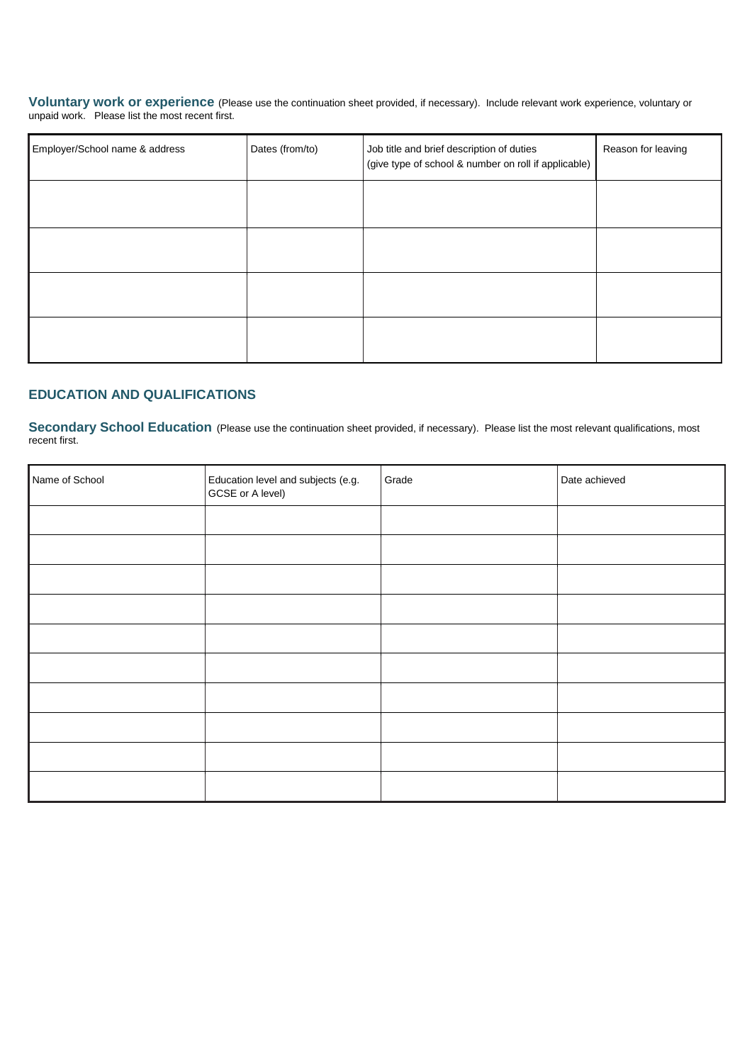**Voluntary work or experience** (Please use the continuation sheet provided, if necessary). Include relevant work experience, voluntary or unpaid work. Please list the most recent first.

| Employer/School name & address | Dates (from/to) | Job title and brief description of duties (give type of school & number on roll if applicable) | Reason for leaving |
|---|---|---|---|
| | | | |
| | | | |
| | | | |
| | | | |

## EDUCATION AND QUALIFICATIONS

**Secondary School Education** (Please use the continuation sheet provided, if necessary). Please list the most relevant qualifications, most recent first.

| Name of School | Education level and subjects (e.g. GCSE or A level) | Grade | Date achieved |
|---|---|---|---|
| | | | |
| | | | |
| | | | |
| | | | |
| | | | |
| | | | |
| | | | |
| | | | |
| | | | |
| | | | |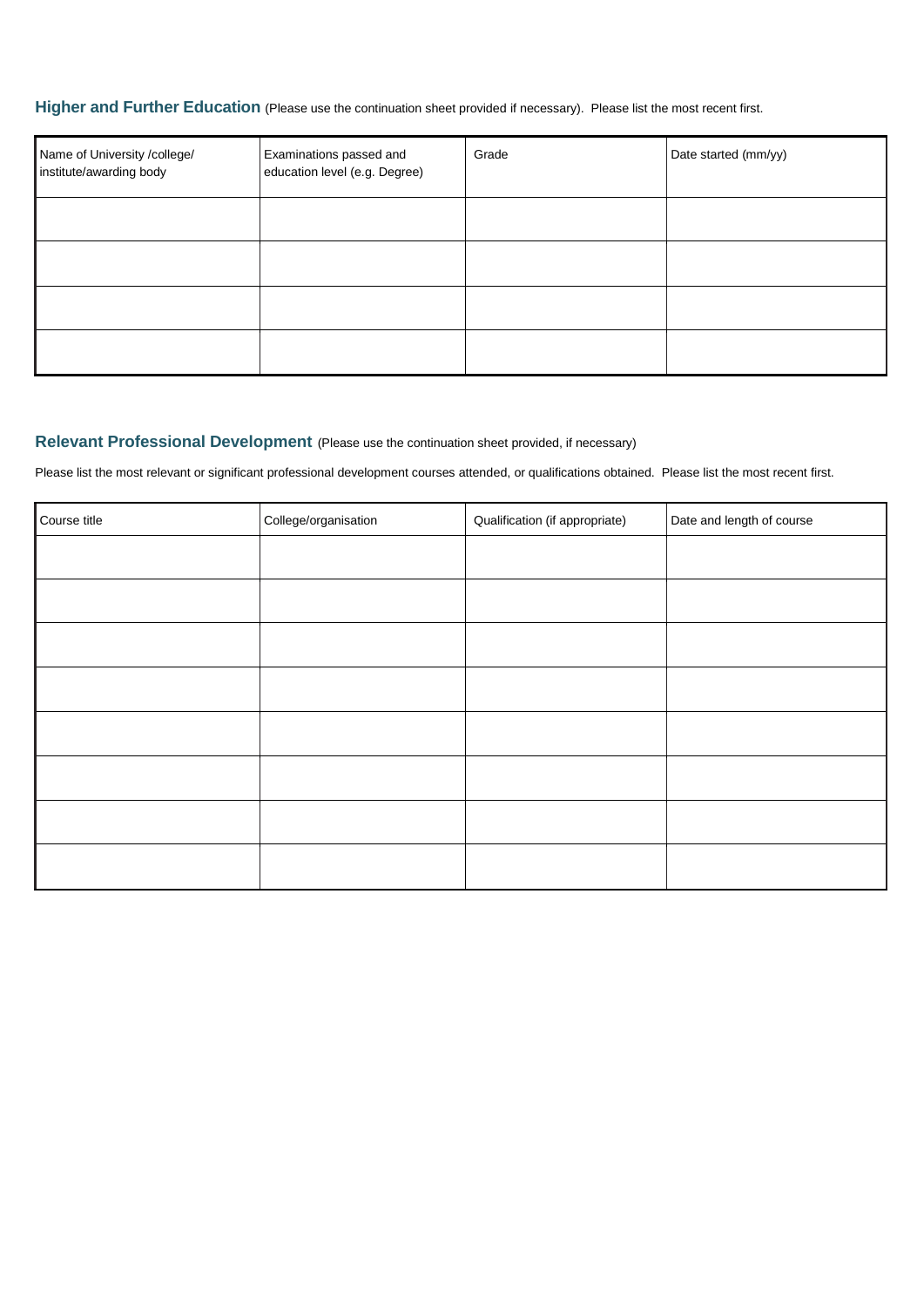## Higher and Further Education (Please use the continuation sheet provided if necessary). Please list the most recent first.

| Name of University /college/ institute/awarding body | Examinations passed and education level (e.g. Degree) | Grade | Date started (mm/yy) |
|---|---|---|---|
| | | | |
| | | | |
| | | | |
| | | | |

## Relevant Professional Development (Please use the continuation sheet provided, if necessary)

Please list the most relevant or significant professional development courses attended, or qualifications obtained. Please list the most recent first.

| Course title | College/organisation | Qualification (if appropriate) | Date and length of course |
|---|---|---|---|
| | | | |
| | | | |
| | | | |
| | | | |
| | | | |
| | | | |
| | | | |
| | | | |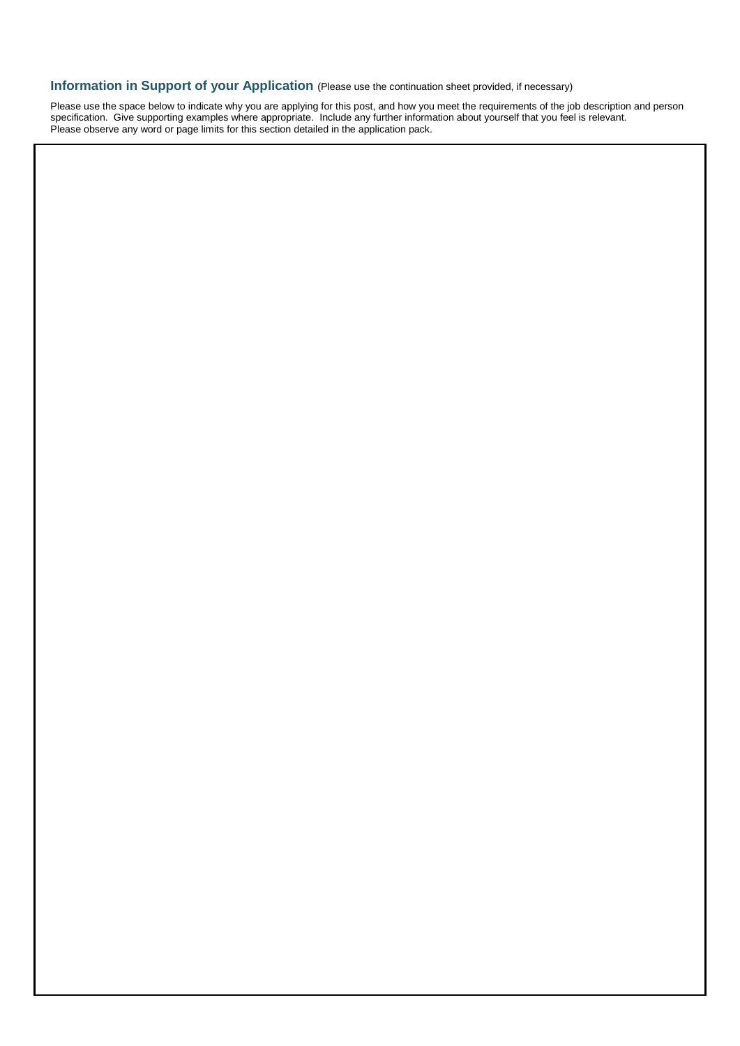### **Information in Support of your Application** (Please use the continuation sheet provided, if necessary)

Please use the space below to indicate why you are applying for this post, and how you meet the requirements of the job description and person specification. Give supporting examples where appropriate. Include any further information about yourself that you feel is relevant.
Please observe any word or page limits for this section detailed in the application pack.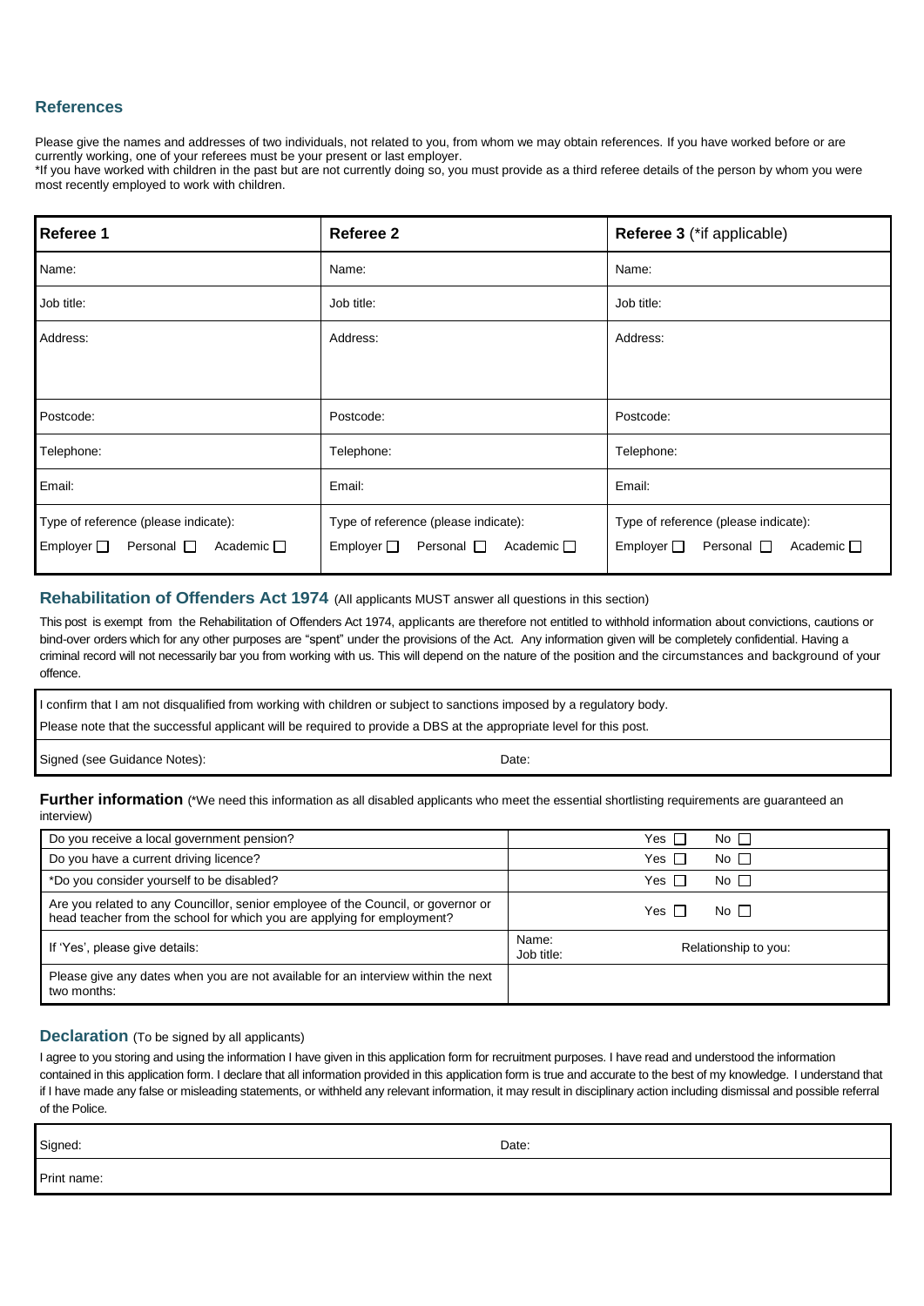## References

Please give the names and addresses of two individuals, not related to you, from whom we may obtain references. If you have worked before or are currently working, one of your referees must be your present or last employer.
*If you have worked with children in the past but are not currently doing so, you must provide as a third referee details of the person by whom you were most recently employed to work with children.

| **Referee 1** | **Referee 2** | **Referee 3** (*if applicable) |
|---|---|---|
| Name: | Name: | Name: |
| Job title: | Job title: | Job title: |
| Address: | Address: | Address: |
| Postcode: | Postcode: | Postcode: |
| Telephone: | Telephone: | Telephone: |
| Email: | Email: | Email: |
| Type of reference (please indicate): Employer ☐ Personal ☐ Academic ☐ | Type of reference (please indicate): Employer ☐ Personal ☐ Academic ☐ | Type of reference (please indicate): Employer ☐ Personal ☐ Academic ☐ |

## Rehabilitation of Offenders Act 1974 (All applicants MUST answer all questions in this section)

This post is exempt from the Rehabilitation of Offenders Act 1974, applicants are therefore not entitled to withhold information about convictions, cautions or bind-over orders which for any other purposes are "spent" under the provisions of the Act. Any information given will be completely confidential. Having a criminal record will not necessarily bar you from working with us. This will depend on the nature of the position and the circumstances and background of your offence.

I confirm that I am not disqualified from working with children or subject to sanctions imposed by a regulatory body.

Please note that the successful applicant will be required to provide a DBS at the appropriate level for this post.

Signed (see Guidance Notes): Date:

**Further information** (*We need this information as all disabled applicants who meet the essential shortlisting requirements are guaranteed an interview)

| | |
|---|---|
| Do you receive a local government pension? | Yes ☐ No ☐ |
| Do you have a current driving licence? | Yes ☐ No ☐ |
| *Do you consider yourself to be disabled? | Yes ☐ No ☐ |
| Are you related to any Councillor, senior employee of the Council, or governor or head teacher from the school for which you are applying for employment? | Yes ☐ No ☐ |
| If 'Yes', please give details: | Name: Job title: Relationship to you: |
| Please give any dates when you are not available for an interview within the next two months: | |

## Declaration (To be signed by all applicants)

I agree to you storing and using the information I have given in this application form for recruitment purposes. I have read and understood the information contained in this application form. I declare that all information provided in this application form is true and accurate to the best of my knowledge. I understand that if I have made any false or misleading statements, or withheld any relevant information, it may result in disciplinary action including dismissal and possible referral of the Police.

Signed: Date:

Print name: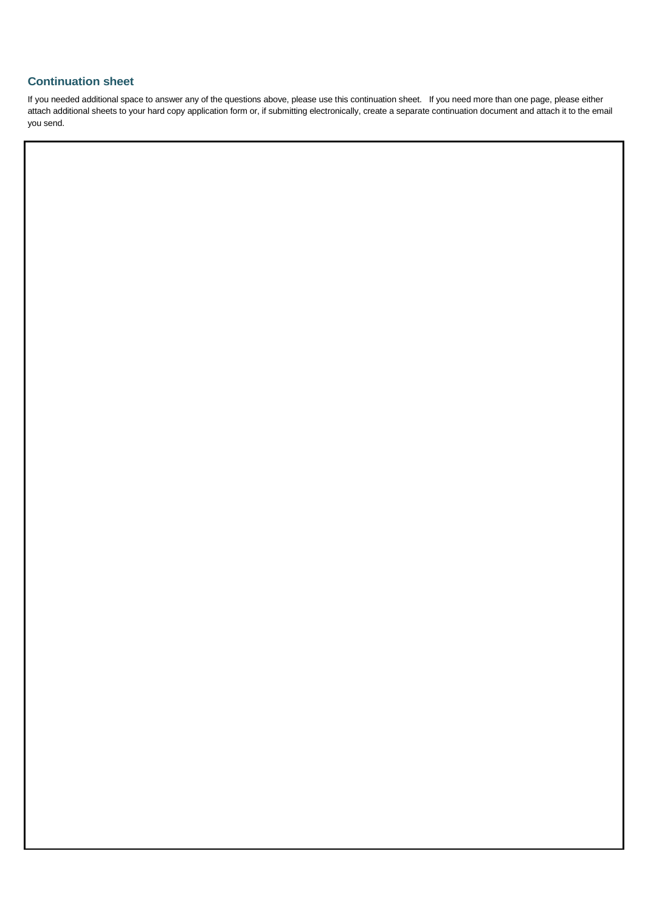### Continuation sheet

If you needed additional space to answer any of the questions above, please use this continuation sheet. If you need more than one page, please either attach additional sheets to your hard copy application form or, if submitting electronically, create a separate continuation document and attach it to the email you send.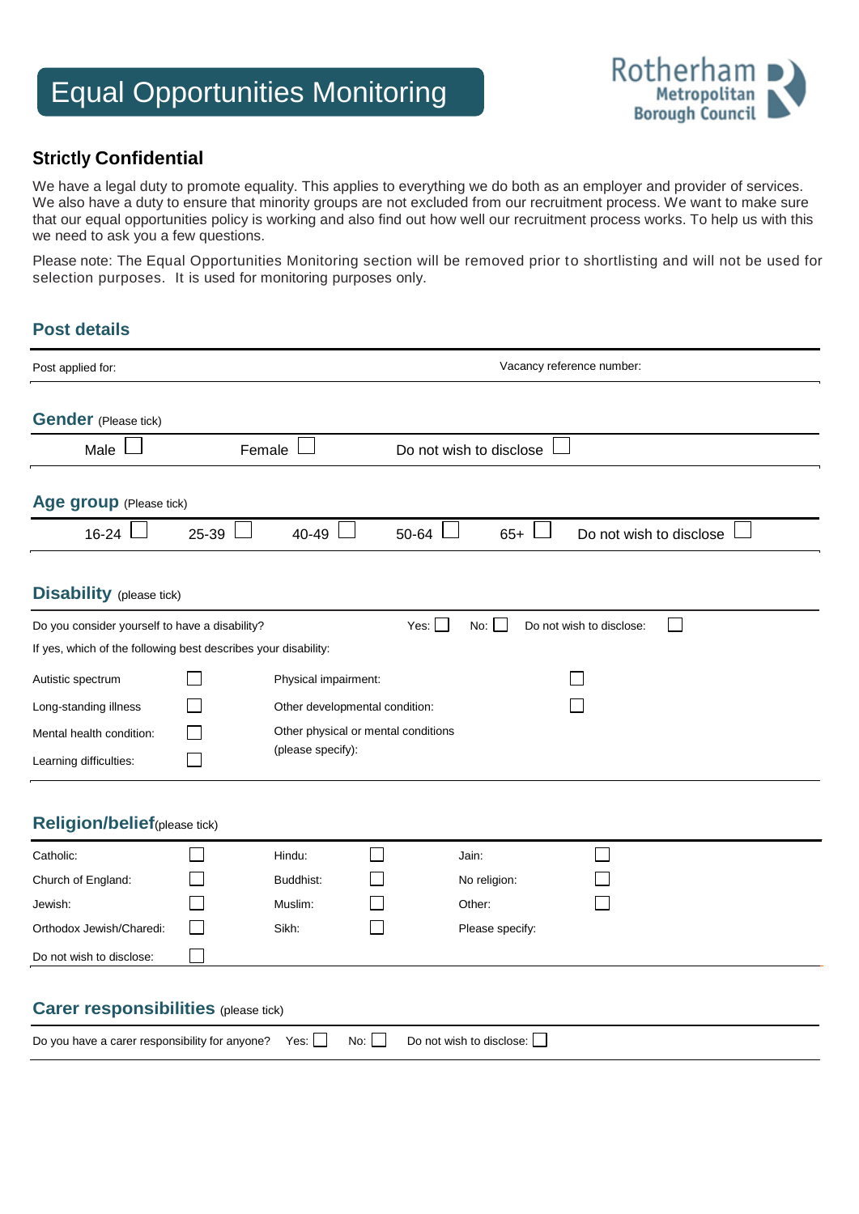# Equal Opportunities Monitoring

Rotherham Metropolitan Borough Council

## Strictly Confidential

We have a legal duty to promote equality. This applies to everything we do both as an employer and provider of services. We also have a duty to ensure that minority groups are not excluded from our recruitment process. We want to make sure that our equal opportunities policy is working and also find out how well our recruitment process works. To help us with this we need to ask you a few questions.

Please note: The Equal Opportunities Monitoring section will be removed prior to shortlisting and will not be used for selection purposes. It is used for monitoring purposes only.

## Post details

| Post applied for: | Vacancy reference number: |
|---|---|

## Gender (Please tick)

Male ☐ Female ☐ Do not wish to disclose ☐

## Age group (Please tick)

16-24 ☐ 25-39 ☐ 40-49 ☐ 50-64 ☐ 65+ ☐ Do not wish to disclose ☐

## Disability (please tick)

Do you consider yourself to have a disability? Yes: ☐ No: ☐ Do not wish to disclose: ☐

If yes, which of the following best describes your disability:

| | | | |
|---|---|---|---|
| Autistic spectrum | ☐ | Physical impairment: | ☐ |
| Long-standing illness | ☐ | Other developmental condition: | ☐ |
| Mental health condition: | ☐ | Other physical or mental conditions (please specify): | |
| Learning difficulties: | ☐ | | |

## Religion/belief (please tick)

| | | | | | |
|---|---|---|---|---|---|
| Catholic: | ☐ | Hindu: | ☐ | Jain: | ☐ |
| Church of England: | ☐ | Buddhist: | ☐ | No religion: | ☐ |
| Jewish: | ☐ | Muslim: | ☐ | Other: | ☐ |
| Orthodox Jewish/Charedi: | ☐ | Sikh: | ☐ | Please specify: | |
| Do not wish to disclose: | ☐ | | | | |

## Carer responsibilities (please tick)

Do you have a carer responsibility for anyone? Yes: ☐ No: ☐ Do not wish to disclose: ☐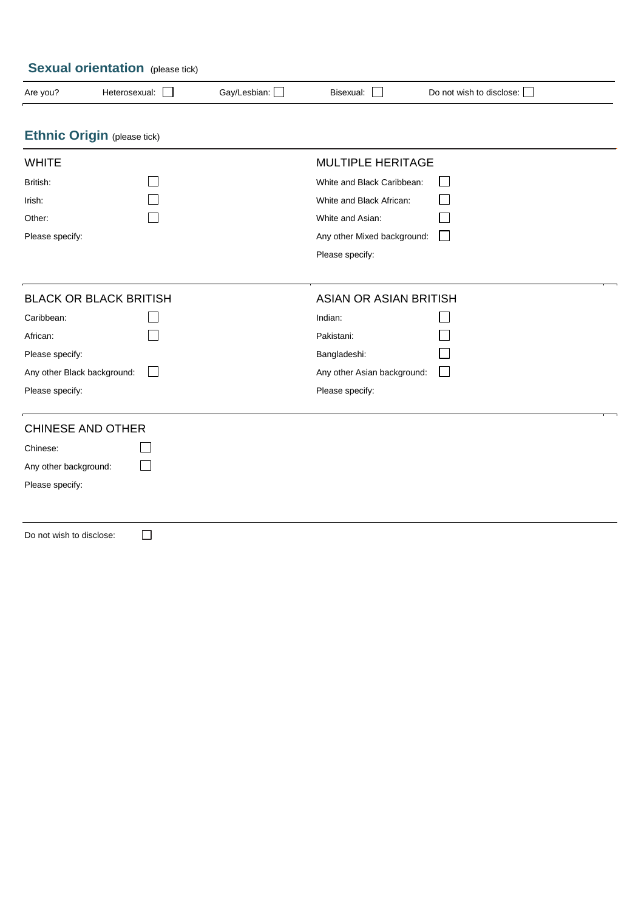## Sexual orientation (please tick)

Are you? Heterosexual: ☐ Gay/Lesbian: ☐ Bisexual: ☐ Do not wish to disclose: ☐

## Ethnic Origin (please tick)

**WHITE**

British: ☐

Irish: ☐

Other: ☐

Please specify:

**MULTIPLE HERITAGE**

White and Black Caribbean: ☐

White and Black African: ☐

White and Asian: ☐

Any other Mixed background: ☐

Please specify:

**BLACK OR BLACK BRITISH**

Caribbean: ☐

African: ☐

Please specify:

Any other Black background: ☐

Please specify:

**ASIAN OR ASIAN BRITISH**

Indian: ☐

Pakistani: ☐

Bangladeshi: ☐

Any other Asian background: ☐

Please specify:

**CHINESE AND OTHER**

Chinese: ☐

Any other background: ☐

Please specify:

Do not wish to disclose: ☐